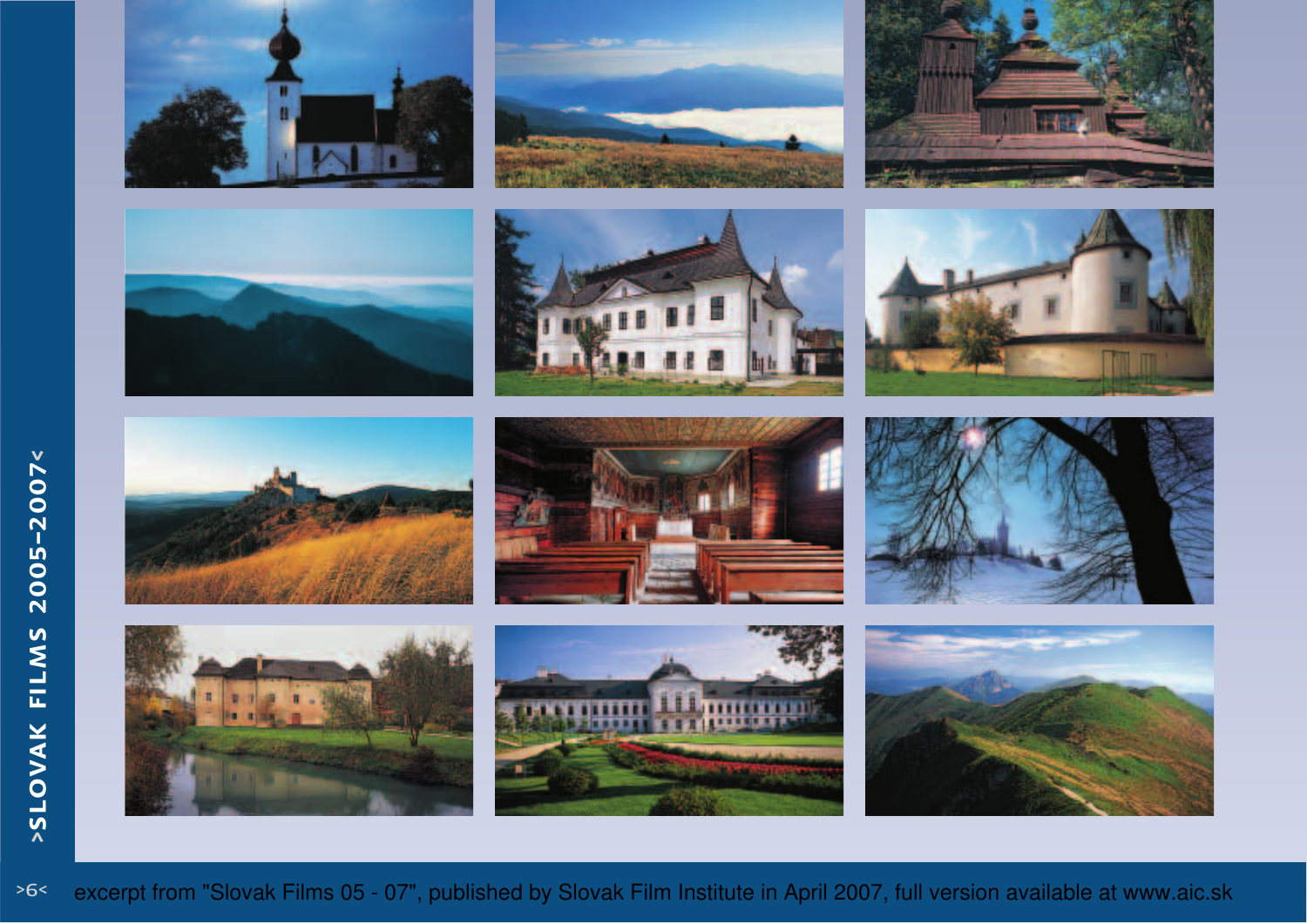excerpt from "Slovak Films 05 - 07", published by Slovak Film Institute in April 2007, full version available at www.aic.sk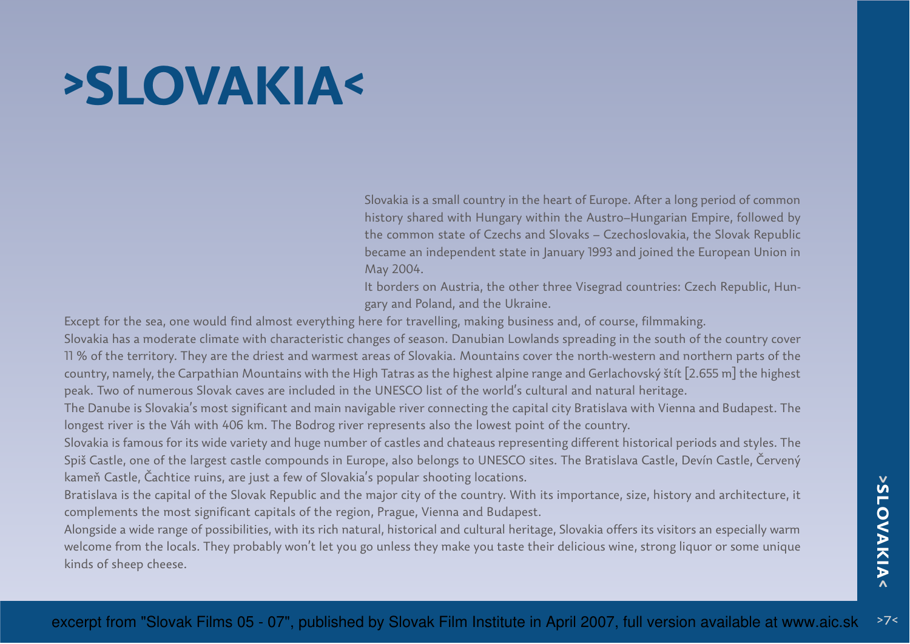# >SLOVAKIA<

Slovakia is a small country in the heart of Europe. After a long period of common history shared with Hungary within the Austro–Hungarian Empire, followed by the common state of Czechs and Slovaks – Czechoslovakia, the Slovak Republic became an independent state in January 1993 and joined the European Union in May 2004.

It borders on Austria, the other three Visegrad countries: Czech Republic, Hungary and Poland, and the Ukraine.

Except for the sea, one would find almost everything here for travelling, making business and, of course, filmmaking.

Slovakia has a moderate climate with characteristic changes of season. Danubian Lowlands spreading in the south of the country cover 11 % of the territory. They are the driest and warmest areas of Slovakia. Mountains cover the north-western and northern parts of the country, namely, the Carpathian Mountains with the High Tatras as the highest alpine range and Gerlachovský štít [2.655 m] the highest peak. Two of numerous Slovak caves are included in the UNESCO list of the world's cultural and natural heritage.

The Danube is Slovakia's most significant and main navigable river connecting the capital city Bratislava with Vienna and Budapest. The longest river is the Váh with 406 km. The Bodrog river represents also the lowest point of the country.

Slovakia is famous for its wide variety and huge number of castles and chateaus representing different historical periods and styles. The Spiš Castle, one of the largest castle compounds in Europe, also belongs to UNESCO sites. The Bratislava Castle, Devín Castle, Červený kameň Castle, Čachtice ruins, are just a few of Slovakia's popular shooting locations.

Bratislava is the capital of the Slovak Republic and the major city of the country. With its importance, size, history and architecture, it complements the most significant capitals of the region, Prague, Vienna and Budapest.

Alongside a wide range of possibilities, with its rich natural, historical and cultural heritage, Slovakia offers its visitors an especially warm welcome from the locals. They probably won't let you go unless they make you taste their delicious wine, strong liquor or some unique kinds of sheep cheese.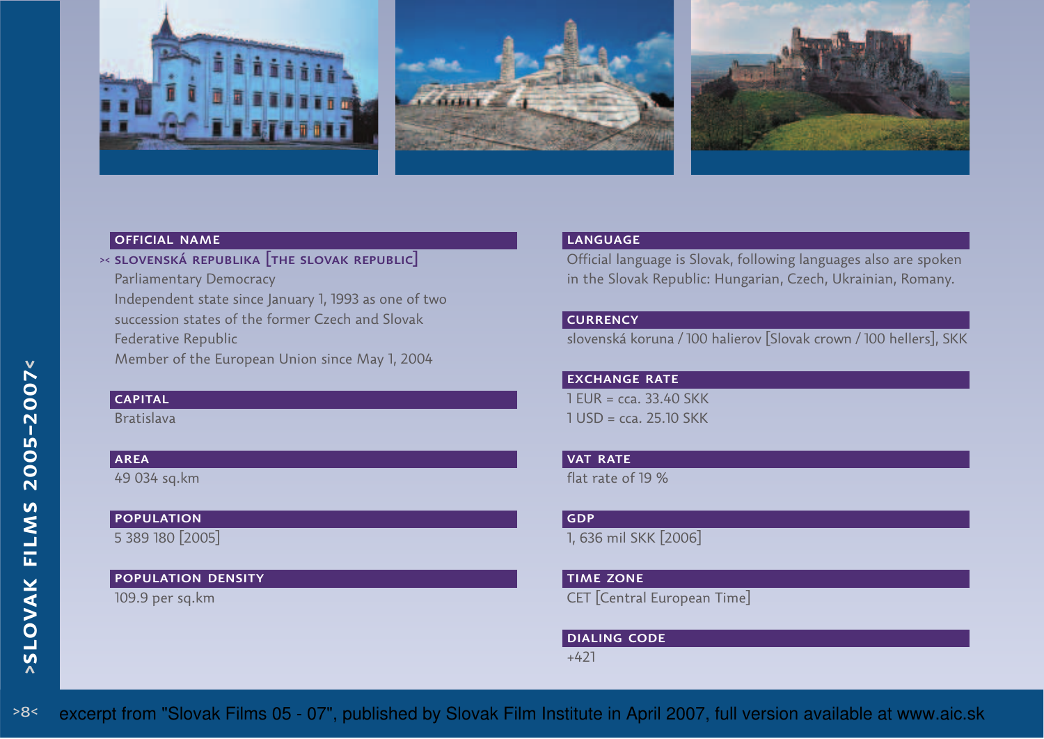## OFFICIAL NAME

>< SLOVENSKÁ REPUBLIKA [THE SLOVAK REPUBLIC]

Parliamentary Democracy

Independent state since January 1, 1993 as one of two succession states of the former Czech and Slovak Federative Republic

Member of the European Union since May 1, 2004

## CAPITAL

Bratislava

## AREA

49 034 sq.km

## POPULATION

5 389 180 [2005]

## POPULATION DENSITY

109.9 per sq.km

## LANGUAGE

Official language is Slovak, following languages also are spoken in the Slovak Republic: Hungarian, Czech, Ukrainian, Romany.

## CURRENCY

slovenská koruna / 100 halierov [Slovak crown / 100 hellers], SKK

## EXCHANGE RATE

1 EUR = cca. 33.40 SKK

1 USD = cca. 25.10 SKK

## VAT RATE

flat rate of 19 %

## GDP

1, 636 mil SKK [2006]

## TIME ZONE

CET [Central European Time]

## DIALING CODE

+421

excerpt from "Slovak Films 05 - 07", published by Slovak Film Institute in April 2007, full version available at www.aic.sk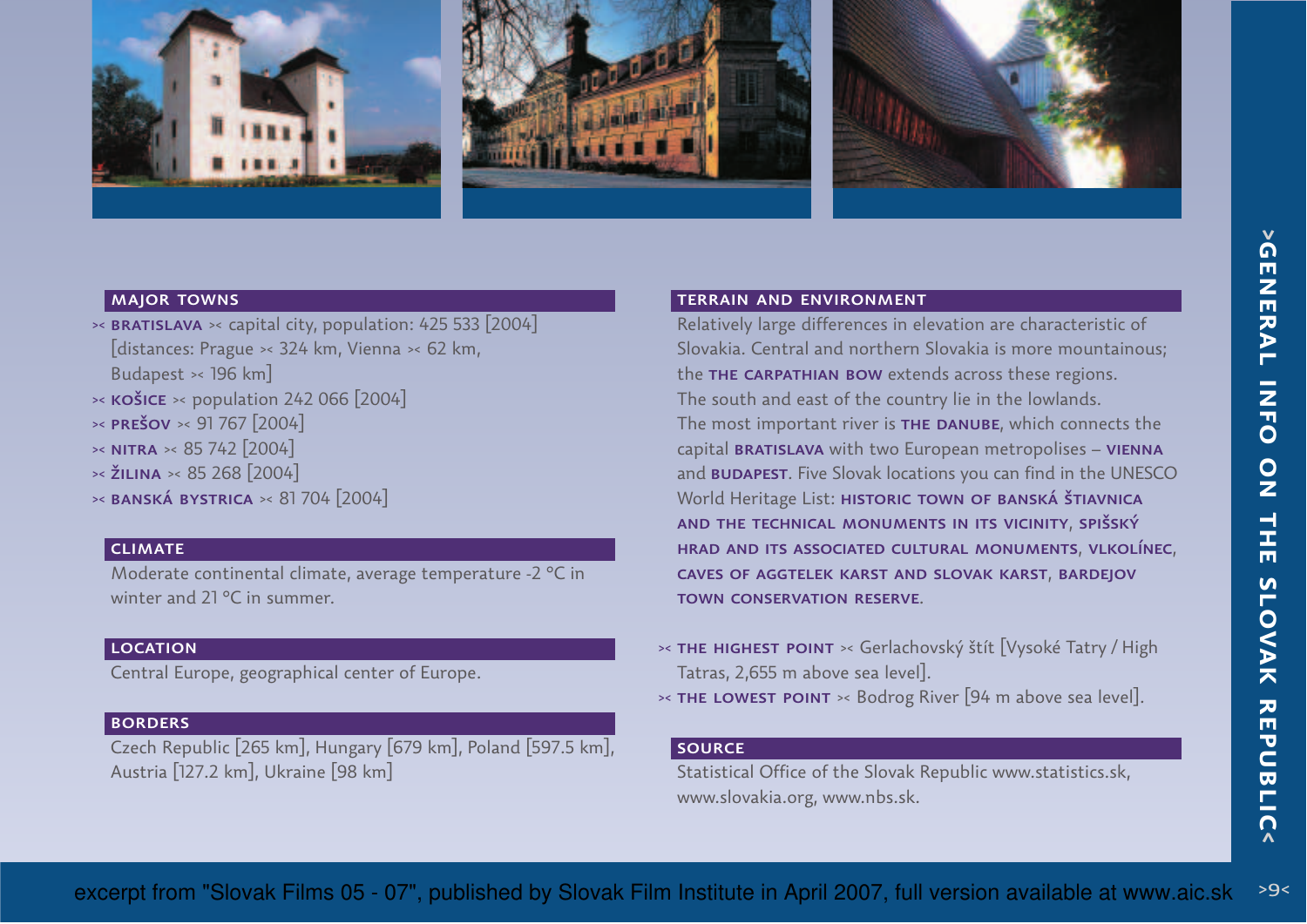## MAJOR TOWNS

>< **BRATISLAVA** >< capital city, population: 425 533 [2004] [distances: Prague >< 324 km, Vienna >< 62 km, Budapest >< 196 km]

>< **KOŠICE** >< population 242 066 [2004]

>< **PREŠOV** >< 91 767 [2004]

>< **NITRA** >< 85 742 [2004]

>< **ŽILINA** >< 85 268 [2004]

>< **BANSKÁ BYSTRICA** >< 81 704 [2004]

## CLIMATE

Moderate continental climate, average temperature -2 °C in winter and 21 °C in summer.

## LOCATION

Central Europe, geographical center of Europe.

## BORDERS

Czech Republic [265 km], Hungary [679 km], Poland [597.5 km], Austria [127.2 km], Ukraine [98 km]

## TERRAIN AND ENVIRONMENT

Relatively large differences in elevation are characteristic of Slovakia. Central and northern Slovakia is more mountainous; the **THE CARPATHIAN BOW** extends across these regions. The south and east of the country lie in the lowlands. The most important river is **THE DANUBE**, which connects the capital **BRATISLAVA** with two European metropolises – **VIENNA** and **BUDAPEST**. Five Slovak locations you can find in the UNESCO World Heritage List: **HISTORIC TOWN OF BANSKÁ ŠTIAVNICA AND THE TECHNICAL MONUMENTS IN ITS VICINITY**, **SPIŠSKÝ HRAD AND ITS ASSOCIATED CULTURAL MONUMENTS**, **VLKOLÍNEC**, **CAVES OF AGGTELEK KARST AND SLOVAK KARST**, **BARDEJOV TOWN CONSERVATION RESERVE**.

>< **THE HIGHEST POINT** >< Gerlachovský štít [Vysoké Tatry / High Tatras, 2,655 m above sea level].

>< **THE LOWEST POINT** >< Bodrog River [94 m above sea level].

## SOURCE

Statistical Office of the Slovak Republic www.statistics.sk, www.slovakia.org, www.nbs.sk.

excerpt from "Slovak Films 05 - 07", published by Slovak Film Institute in April 2007, full version available at www.aic.sk